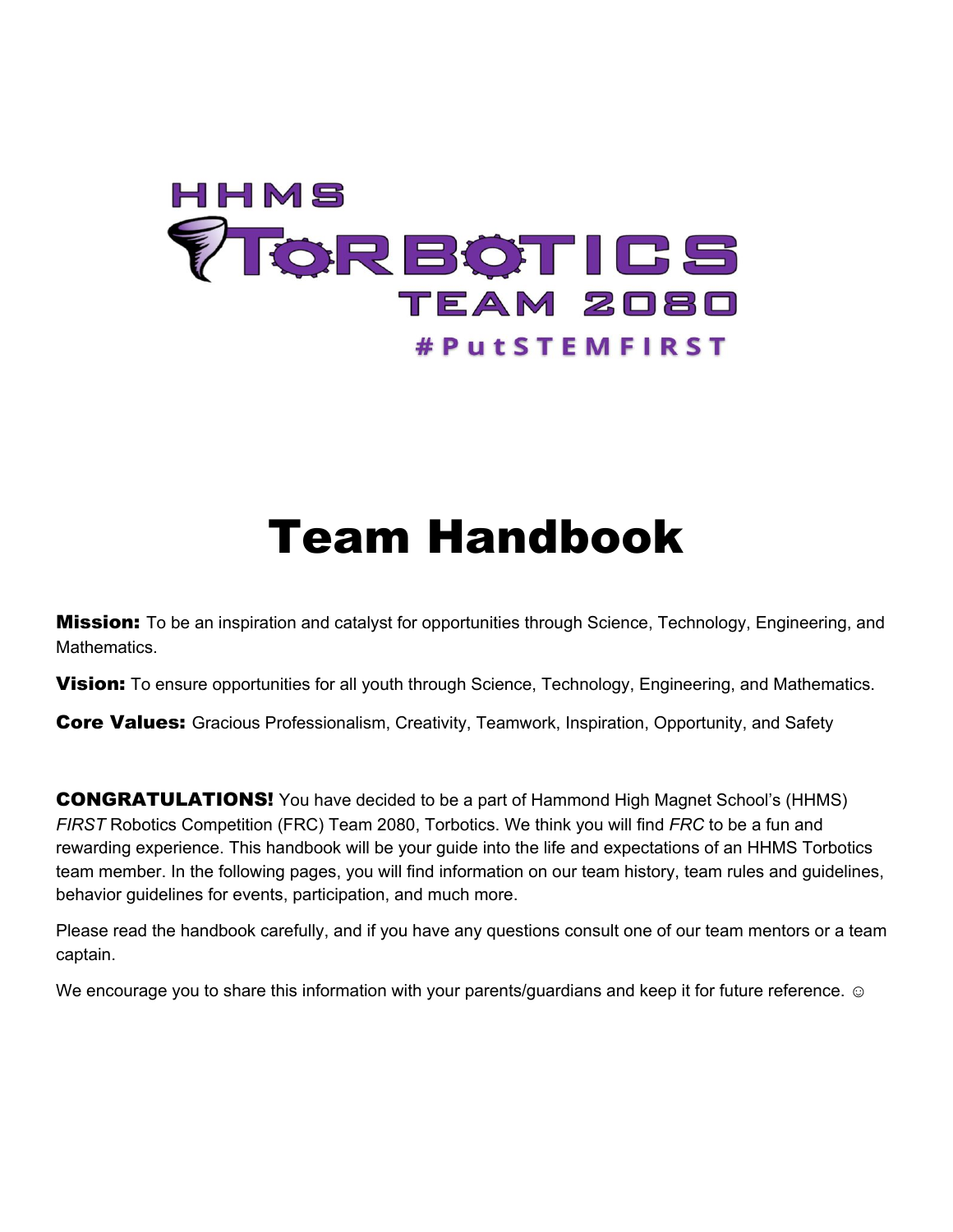HHMS TORBOTICS TEAM 2080

#PutSTEMFIRST

# Team Handbook

**Mission:** To be an inspiration and catalyst for opportunities through Science, Technology, Engineering, and Mathematics.

**Vision:** To ensure opportunities for all youth through Science, Technology, Engineering, and Mathematics.

**Core Values:** Gracious Professionalism, Creativity, Teamwork, Inspiration, Opportunity, and Safety

**CONGRATULATIONS!** You have decided to be a part of Hammond High Magnet School's (HHMS) *FIRST* Robotics Competition (FRC) Team 2080, Torbotics. We think you will find *FRC* to be a fun and rewarding experience. This handbook will be your guide into the life and expectations of an HHMS Torbotics team member. In the following pages, you will find information on our team history, team rules and guidelines, behavior guidelines for events, participation, and much more.

Please read the handbook carefully, and if you have any questions consult one of our team mentors or a team captain.

We encourage you to share this information with your parents/guardians and keep it for future reference. ☺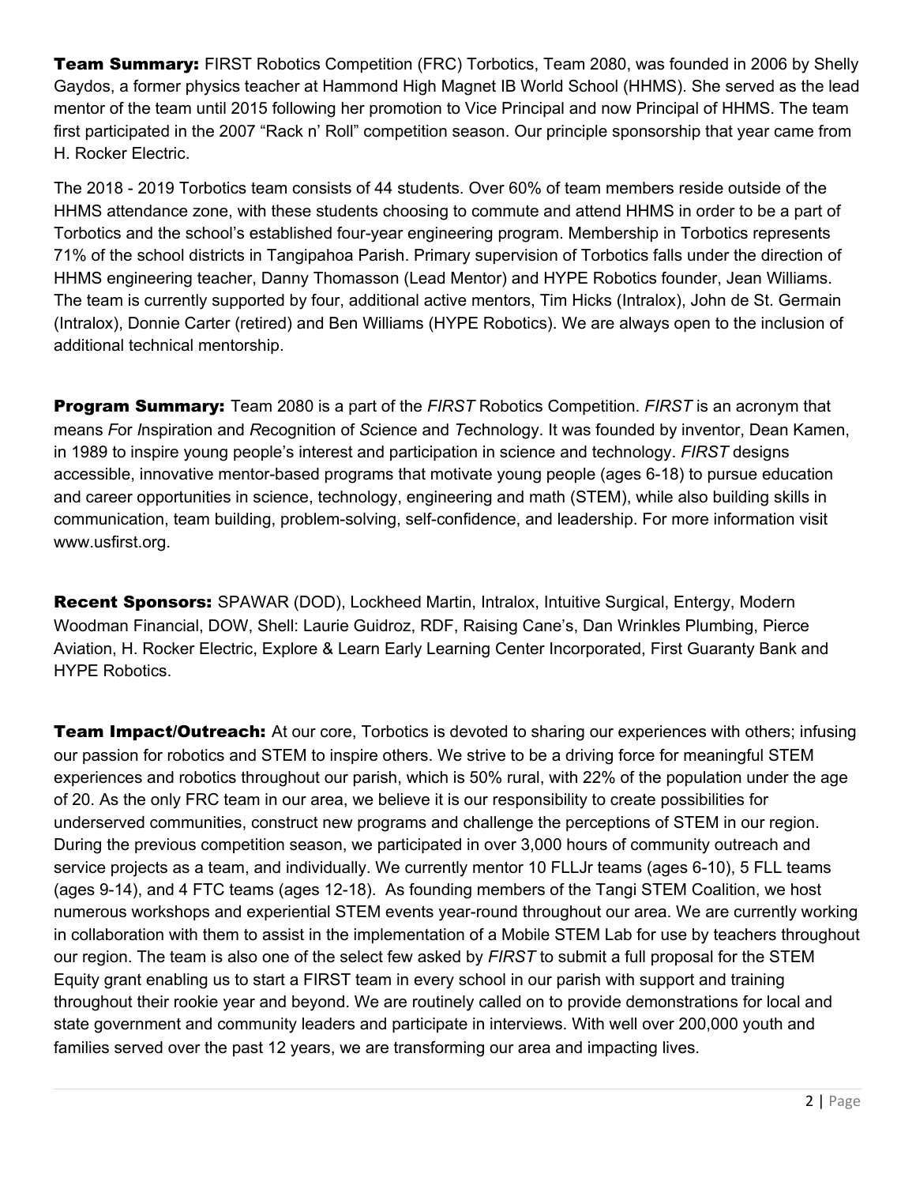**Team Summary:** FIRST Robotics Competition (FRC) Torbotics, Team 2080, was founded in 2006 by Shelly Gaydos, a former physics teacher at Hammond High Magnet IB World School (HHMS). She served as the lead mentor of the team until 2015 following her promotion to Vice Principal and now Principal of HHMS. The team first participated in the 2007 "Rack n' Roll" competition season. Our principle sponsorship that year came from H. Rocker Electric.

The 2018 - 2019 Torbotics team consists of 44 students. Over 60% of team members reside outside of the HHMS attendance zone, with these students choosing to commute and attend HHMS in order to be a part of Torbotics and the school's established four-year engineering program. Membership in Torbotics represents 71% of the school districts in Tangipahoa Parish. Primary supervision of Torbotics falls under the direction of HHMS engineering teacher, Danny Thomasson (Lead Mentor) and HYPE Robotics founder, Jean Williams. The team is currently supported by four, additional active mentors, Tim Hicks (Intralox), John de St. Germain (Intralox), Donnie Carter (retired) and Ben Williams (HYPE Robotics). We are always open to the inclusion of additional technical mentorship.

**Program Summary:** Team 2080 is a part of the *FIRST* Robotics Competition. *FIRST* is an acronym that means *F*or *I*nspiration and *R*ecognition of *S*cience and *T*echnology. It was founded by inventor, Dean Kamen, in 1989 to inspire young people's interest and participation in science and technology. *FIRST* designs accessible, innovative mentor-based programs that motivate young people (ages 6-18) to pursue education and career opportunities in science, technology, engineering and math (STEM), while also building skills in communication, team building, problem-solving, self-confidence, and leadership. For more information visit www.usfirst.org.

**Recent Sponsors:** SPAWAR (DOD), Lockheed Martin, Intralox, Intuitive Surgical, Entergy, Modern Woodman Financial, DOW, Shell: Laurie Guidroz, RDF, Raising Cane's, Dan Wrinkles Plumbing, Pierce Aviation, H. Rocker Electric, Explore & Learn Early Learning Center Incorporated, First Guaranty Bank and HYPE Robotics.

**Team Impact/Outreach:** At our core, Torbotics is devoted to sharing our experiences with others; infusing our passion for robotics and STEM to inspire others. We strive to be a driving force for meaningful STEM experiences and robotics throughout our parish, which is 50% rural, with 22% of the population under the age of 20. As the only FRC team in our area, we believe it is our responsibility to create possibilities for underserved communities, construct new programs and challenge the perceptions of STEM in our region. During the previous competition season, we participated in over 3,000 hours of community outreach and service projects as a team, and individually. We currently mentor 10 FLLJr teams (ages 6-10), 5 FLL teams (ages 9-14), and 4 FTC teams (ages 12-18). As founding members of the Tangi STEM Coalition, we host numerous workshops and experiential STEM events year-round throughout our area. We are currently working in collaboration with them to assist in the implementation of a Mobile STEM Lab for use by teachers throughout our region. The team is also one of the select few asked by *FIRST* to submit a full proposal for the STEM Equity grant enabling us to start a FIRST team in every school in our parish with support and training throughout their rookie year and beyond. We are routinely called on to provide demonstrations for local and state government and community leaders and participate in interviews. With well over 200,000 youth and families served over the past 12 years, we are transforming our area and impacting lives.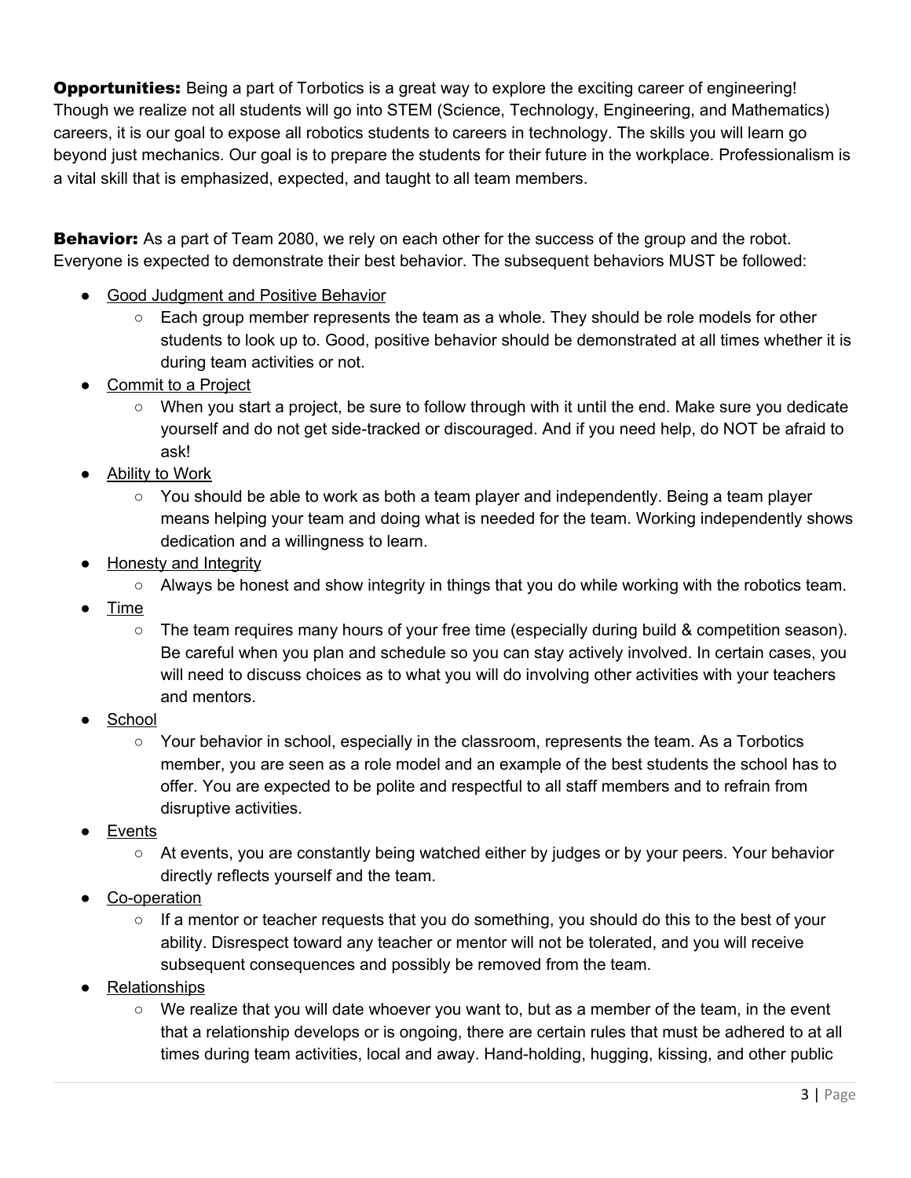**Opportunities:** Being a part of Torbotics is a great way to explore the exciting career of engineering! Though we realize not all students will go into STEM (Science, Technology, Engineering, and Mathematics) careers, it is our goal to expose all robotics students to careers in technology. The skills you will learn go beyond just mechanics. Our goal is to prepare the students for their future in the workplace. Professionalism is a vital skill that is emphasized, expected, and taught to all team members.

**Behavior:** As a part of Team 2080, we rely on each other for the success of the group and the robot. Everyone is expected to demonstrate their best behavior. The subsequent behaviors MUST be followed:

- <u>Good Judgment and Positive Behavior</u>
  - Each group member represents the team as a whole. They should be role models for other students to look up to. Good, positive behavior should be demonstrated at all times whether it is during team activities or not.
- <u>Commit to a Project</u>
  - When you start a project, be sure to follow through with it until the end. Make sure you dedicate yourself and do not get side-tracked or discouraged. And if you need help, do NOT be afraid to ask!
- <u>Ability to Work</u>
  - You should be able to work as both a team player and independently. Being a team player means helping your team and doing what is needed for the team. Working independently shows dedication and a willingness to learn.
- <u>Honesty and Integrity</u>
  - Always be honest and show integrity in things that you do while working with the robotics team.
- <u>Time</u>
  - The team requires many hours of your free time (especially during build & competition season). Be careful when you plan and schedule so you can stay actively involved. In certain cases, you will need to discuss choices as to what you will do involving other activities with your teachers and mentors.
- <u>School</u>
  - Your behavior in school, especially in the classroom, represents the team. As a Torbotics member, you are seen as a role model and an example of the best students the school has to offer. You are expected to be polite and respectful to all staff members and to refrain from disruptive activities.
- <u>Events</u>
  - At events, you are constantly being watched either by judges or by your peers. Your behavior directly reflects yourself and the team.
- <u>Co-operation</u>
  - If a mentor or teacher requests that you do something, you should do this to the best of your ability. Disrespect toward any teacher or mentor will not be tolerated, and you will receive subsequent consequences and possibly be removed from the team.
- <u>Relationships</u>
  - We realize that you will date whoever you want to, but as a member of the team, in the event that a relationship develops or is ongoing, there are certain rules that must be adhered to at all times during team activities, local and away. Hand-holding, hugging, kissing, and other public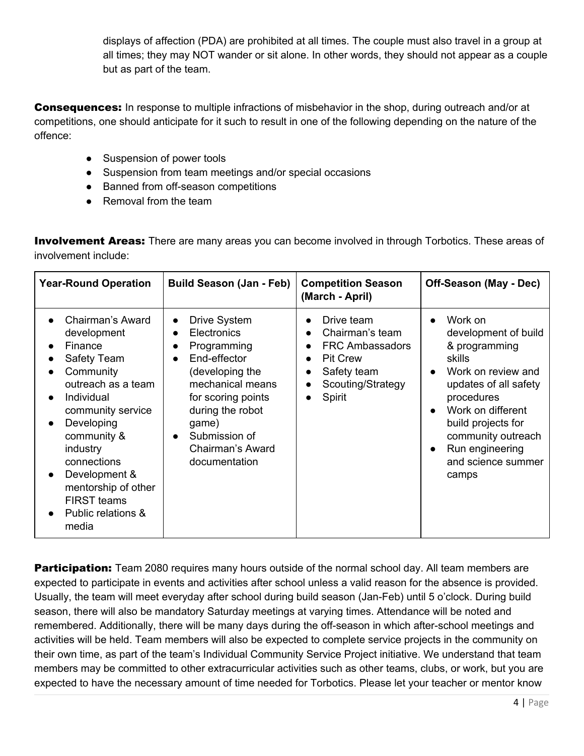displays of affection (PDA) are prohibited at all times. The couple must also travel in a group at all times; they may NOT wander or sit alone. In other words, they should not appear as a couple but as part of the team.

**Consequences:** In response to multiple infractions of misbehavior in the shop, during outreach and/or at competitions, one should anticipate for it such to result in one of the following depending on the nature of the offence:

- Suspension of power tools
- Suspension from team meetings and/or special occasions
- Banned from off-season competitions
- Removal from the team

**Involvement Areas:** There are many areas you can become involved in through Torbotics. These areas of involvement include:

| Year-Round Operation | Build Season (Jan - Feb) | Competition Season (March - April) | Off-Season (May - Dec) |
| --- | --- | --- | --- |
| • Chairman's Award development<br>• Finance<br>• Safety Team<br>• Community outreach as a team<br>• Individual community service<br>• Developing community & industry connections<br>• Development & mentorship of other FIRST teams<br>• Public relations & media | • Drive System<br>• Electronics<br>• Programming<br>• End-effector (developing the mechanical means for scoring points during the robot game)<br>• Submission of Chairman's Award documentation | • Drive team<br>• Chairman's team<br>• FRC Ambassadors<br>• Pit Crew<br>• Safety team<br>• Scouting/Strategy<br>• Spirit | • Work on development of build & programming skills<br>• Work on review and updates of all safety procedures<br>• Work on different build projects for community outreach<br>• Run engineering and science summer camps |

**Participation:** Team 2080 requires many hours outside of the normal school day. All team members are expected to participate in events and activities after school unless a valid reason for the absence is provided. Usually, the team will meet everyday after school during build season (Jan-Feb) until 5 o'clock. During build season, there will also be mandatory Saturday meetings at varying times. Attendance will be noted and remembered. Additionally, there will be many days during the off-season in which after-school meetings and activities will be held. Team members will also be expected to complete service projects in the community on their own time, as part of the team's Individual Community Service Project initiative. We understand that team members may be committed to other extracurricular activities such as other teams, clubs, or work, but you are expected to have the necessary amount of time needed for Torbotics. Please let your teacher or mentor know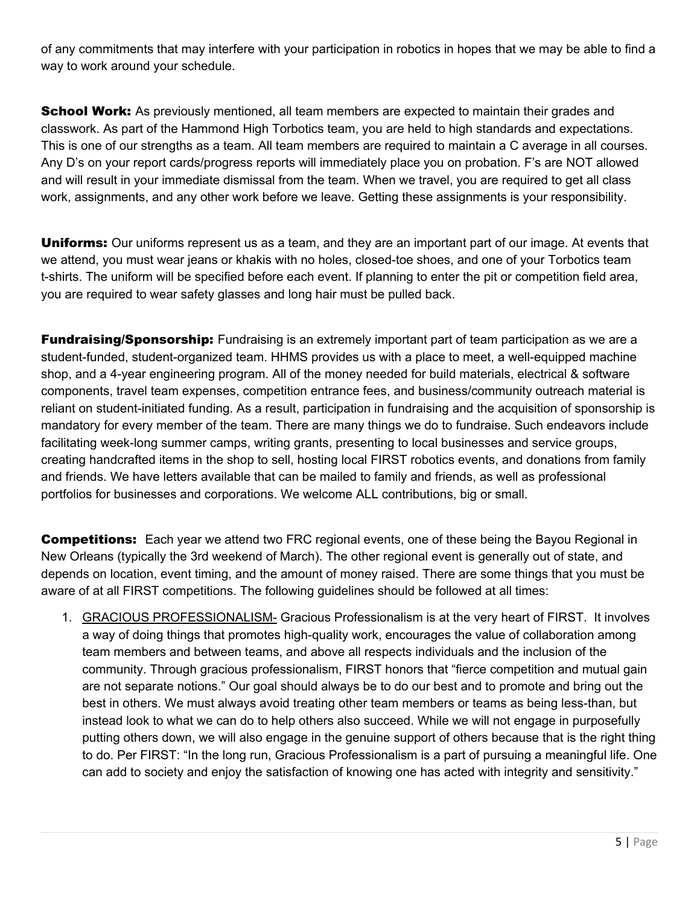of any commitments that may interfere with your participation in robotics in hopes that we may be able to find a way to work around your schedule.

**School Work:** As previously mentioned, all team members are expected to maintain their grades and classwork. As part of the Hammond High Torbotics team, you are held to high standards and expectations. This is one of our strengths as a team. All team members are required to maintain a C average in all courses. Any D's on your report cards/progress reports will immediately place you on probation. F's are NOT allowed and will result in your immediate dismissal from the team. When we travel, you are required to get all class work, assignments, and any other work before we leave. Getting these assignments is your responsibility.

**Uniforms:** Our uniforms represent us as a team, and they are an important part of our image. At events that we attend, you must wear jeans or khakis with no holes, closed-toe shoes, and one of your Torbotics team t-shirts. The uniform will be specified before each event. If planning to enter the pit or competition field area, you are required to wear safety glasses and long hair must be pulled back.

**Fundraising/Sponsorship:** Fundraising is an extremely important part of team participation as we are a student-funded, student-organized team. HHMS provides us with a place to meet, a well-equipped machine shop, and a 4-year engineering program. All of the money needed for build materials, electrical & software components, travel team expenses, competition entrance fees, and business/community outreach material is reliant on student-initiated funding. As a result, participation in fundraising and the acquisition of sponsorship is mandatory for every member of the team. There are many things we do to fundraise. Such endeavors include facilitating week-long summer camps, writing grants, presenting to local businesses and service groups, creating handcrafted items in the shop to sell, hosting local FIRST robotics events, and donations from family and friends. We have letters available that can be mailed to family and friends, as well as professional portfolios for businesses and corporations. We welcome ALL contributions, big or small.

**Competitions:** Each year we attend two FRC regional events, one of these being the Bayou Regional in New Orleans (typically the 3rd weekend of March). The other regional event is generally out of state, and depends on location, event timing, and the amount of money raised. There are some things that you must be aware of at all FIRST competitions. The following guidelines should be followed at all times:

1. GRACIOUS PROFESSIONALISM- Gracious Professionalism is at the very heart of FIRST. It involves a way of doing things that promotes high-quality work, encourages the value of collaboration among team members and between teams, and above all respects individuals and the inclusion of the community. Through gracious professionalism, FIRST honors that "fierce competition and mutual gain are not separate notions." Our goal should always be to do our best and to promote and bring out the best in others. We must always avoid treating other team members or teams as being less-than, but instead look to what we can do to help others also succeed. While we will not engage in purposefully putting others down, we will also engage in the genuine support of others because that is the right thing to do. Per FIRST: "In the long run, Gracious Professionalism is a part of pursuing a meaningful life. One can add to society and enjoy the satisfaction of knowing one has acted with integrity and sensitivity."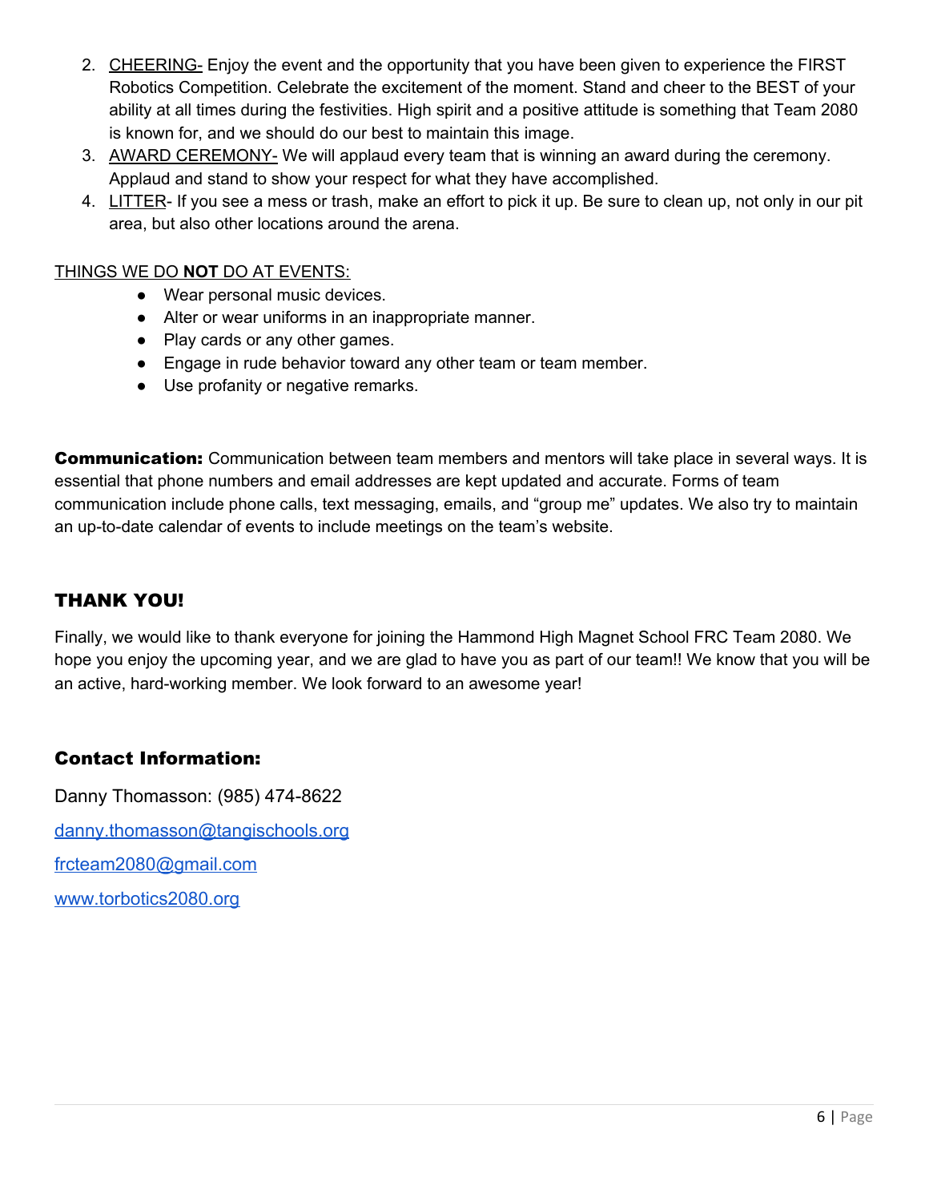2. <u>CHEERING-</u> Enjoy the event and the opportunity that you have been given to experience the FIRST Robotics Competition. Celebrate the excitement of the moment. Stand and cheer to the BEST of your ability at all times during the festivities. High spirit and a positive attitude is something that Team 2080 is known for, and we should do our best to maintain this image.
3. <u>AWARD CEREMONY-</u> We will applaud every team that is winning an award during the ceremony. Applaud and stand to show your respect for what they have accomplished.
4. <u>LITTER</u>- If you see a mess or trash, make an effort to pick it up. Be sure to clean up, not only in our pit area, but also other locations around the arena.

<u>THINGS WE DO **NOT** DO AT EVENTS:</u>

- Wear personal music devices.
- Alter or wear uniforms in an inappropriate manner.
- Play cards or any other games.
- Engage in rude behavior toward any other team or team member.
- Use profanity or negative remarks.

**Communication:** Communication between team members and mentors will take place in several ways. It is essential that phone numbers and email addresses are kept updated and accurate. Forms of team communication include phone calls, text messaging, emails, and "group me" updates. We also try to maintain an up-to-date calendar of events to include meetings on the team's website.

## THANK YOU!

Finally, we would like to thank everyone for joining the Hammond High Magnet School FRC Team 2080. We hope you enjoy the upcoming year, and we are glad to have you as part of our team!! We know that you will be an active, hard-working member. We look forward to an awesome year!

## Contact Information:

Danny Thomasson: (985) 474-8622

danny.thomasson@tangischools.org

frcteam2080@gmail.com

www.torbotics2080.org